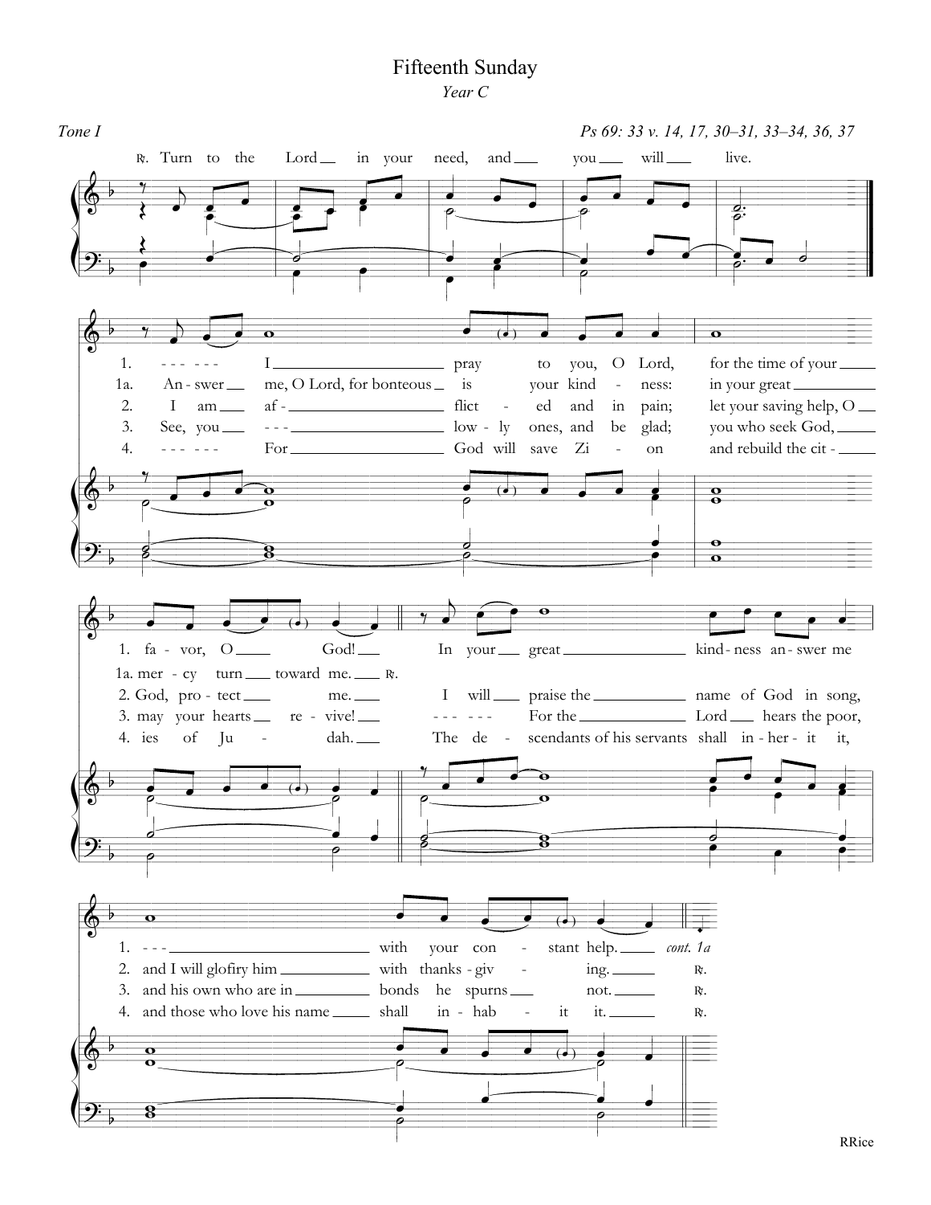# Fifteenth Sunday

*Year C*

*Tone I* — *Ps 69: 33 v. 14, 17, 30–31, 33–34, 36, 37*

℟. Turn to the Lord in your need, and you will live.

1. I pray to you, O Lord, for the time of your favor, O God! In your great kindness answer me with your constant help. *cont. 1a*

1a. Answer me, O Lord, for bounteous is your kindness: in your great mercy turn toward me. ℟.

2. I am afflicted and in pain; let your saving help, O God, protect me. I will praise the name of God in song, and I will glorify him with thanksgiving. ℟.

3. See, you lowly ones, and be glad; you who seek God, may your hearts revive! For the Lord hears the poor, and his own who are in bonds he spurns not. ℟.

4. For God will save Zion and rebuild the cities of Judah. The descendants of his servants shall inherit it, and those who love his name shall inhabit it. ℟.

RRice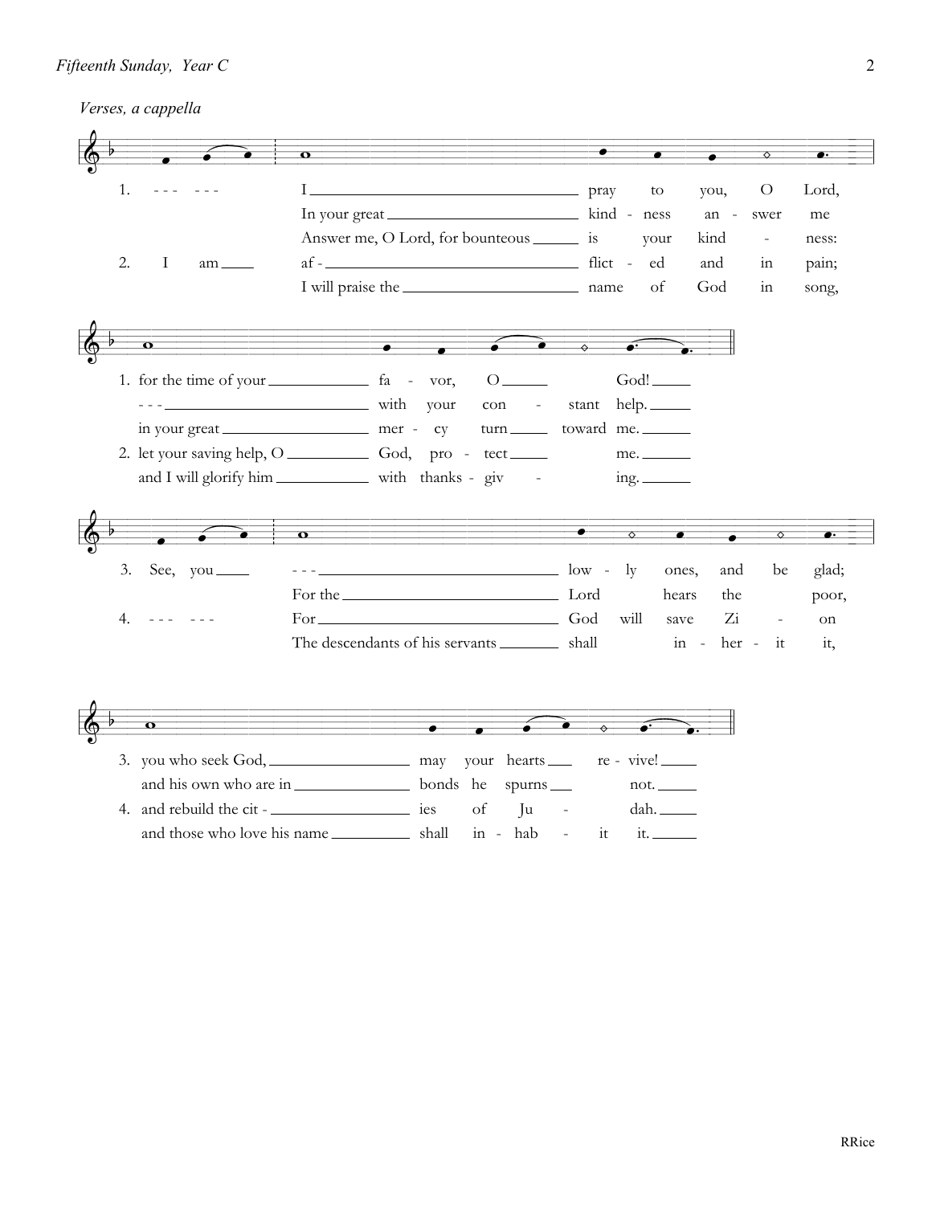*Verses, a cappella*

1. - - - - - - I ______ pray to you, O Lord,
In your great ______ kind - ness an - swer me
Answer me, O Lord, for bounteous ______ is your kind - ness:
2. I am ____ af - ______ flict - ed and in pain;
I will praise the ______ name of God in song,

1. for the time of your ______ fa - vor, O ______ God! ______
- - - ______ with your con - stant help. ______
in your great ______ mer - cy turn ______ toward me. ______
2. let your saving help, O ______ God, pro - tect ______ me. ______
and I will glorify him ______ with thanks - giv - ing. ______

3. See, you ____ - - - ______ low - ly ones, and be glad;
For the ______ Lord hears the poor,
4. - - - - - - For ______ God will save Zi - on
The descendants of his servants ______ shall in - her - it it,

3. you who seek God, ______ may your hearts ___ re - vive! ______
and his own who are in ______ bonds he spurns ___ not. ______
4. and rebuild the cit - ______ ies of Ju - dah. ______
and those who love his name ______ shall in - hab - it it. ______

RRice